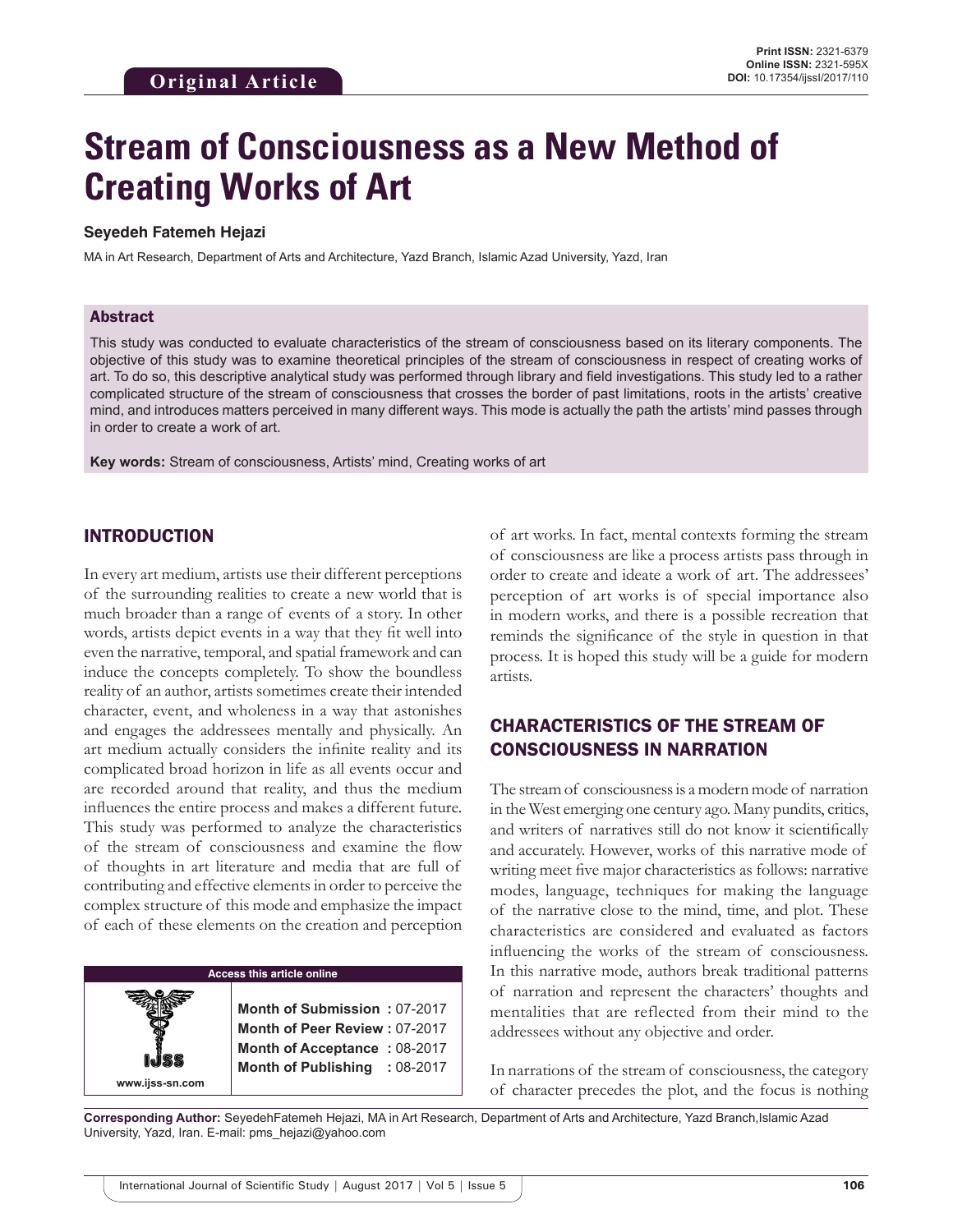**Original Article**

Print ISSN: 2321-6379
Online ISSN: 2321-595X
DOI: 10.17354/ijssI/2017/110

# Stream of Consciousness as a New Method of Creating Works of Art

**Seyedeh Fatemeh Hejazi**

MA in Art Research, Department of Arts and Architecture, Yazd Branch, Islamic Azad University, Yazd, Iran

## Abstract

This study was conducted to evaluate characteristics of the stream of consciousness based on its literary components. The objective of this study was to examine theoretical principles of the stream of consciousness in respect of creating works of art. To do so, this descriptive analytical study was performed through library and field investigations. This study led to a rather complicated structure of the stream of consciousness that crosses the border of past limitations, roots in the artists' creative mind, and introduces matters perceived in many different ways. This mode is actually the path the artists' mind passes through in order to create a work of art.

**Key words:** Stream of consciousness, Artists' mind, Creating works of art

## INTRODUCTION

In every art medium, artists use their different perceptions of the surrounding realities to create a new world that is much broader than a range of events of a story. In other words, artists depict events in a way that they fit well into even the narrative, temporal, and spatial framework and can induce the concepts completely. To show the boundless reality of an author, artists sometimes create their intended character, event, and wholeness in a way that astonishes and engages the addressees mentally and physically. An art medium actually considers the infinite reality and its complicated broad horizon in life as all events occur and are recorded around that reality, and thus the medium influences the entire process and makes a different future. This study was performed to analyze the characteristics of the stream of consciousness and examine the flow of thoughts in art literature and media that are full of contributing and effective elements in order to perceive the complex structure of this mode and emphasize the impact of each of these elements on the creation and perception of art works. In fact, mental contexts forming the stream of consciousness are like a process artists pass through in order to create and ideate a work of art. The addressees' perception of art works is of special importance also in modern works, and there is a possible recreation that reminds the significance of the style in question in that process. It is hoped this study will be a guide for modern artists.

| Access this article online | |
|---|---|
| www.ijss-sn.com | **Month of Submission :** 07-2017 |
| | **Month of Peer Review :** 07-2017 |
| | **Month of Acceptance :** 08-2017 |
| | **Month of Publishing :** 08-2017 |

## CHARACTERISTICS OF THE STREAM OF CONSCIOUSNESS IN NARRATION

The stream of consciousness is a modern mode of narration in the West emerging one century ago. Many pundits, critics, and writers of narratives still do not know it scientifically and accurately. However, works of this narrative mode of writing meet five major characteristics as follows: narrative modes, language, techniques for making the language of the narrative close to the mind, time, and plot. These characteristics are considered and evaluated as factors influencing the works of the stream of consciousness. In this narrative mode, authors break traditional patterns of narration and represent the characters' thoughts and mentalities that are reflected from their mind to the addressees without any objective and order.

In narrations of the stream of consciousness, the category of character precedes the plot, and the focus is nothing

**Corresponding Author:** SeyedehFatemeh Hejazi, MA in Art Research, Department of Arts and Architecture, Yazd Branch,Islamic Azad University, Yazd, Iran. E-mail: pms_hejazi@yahoo.com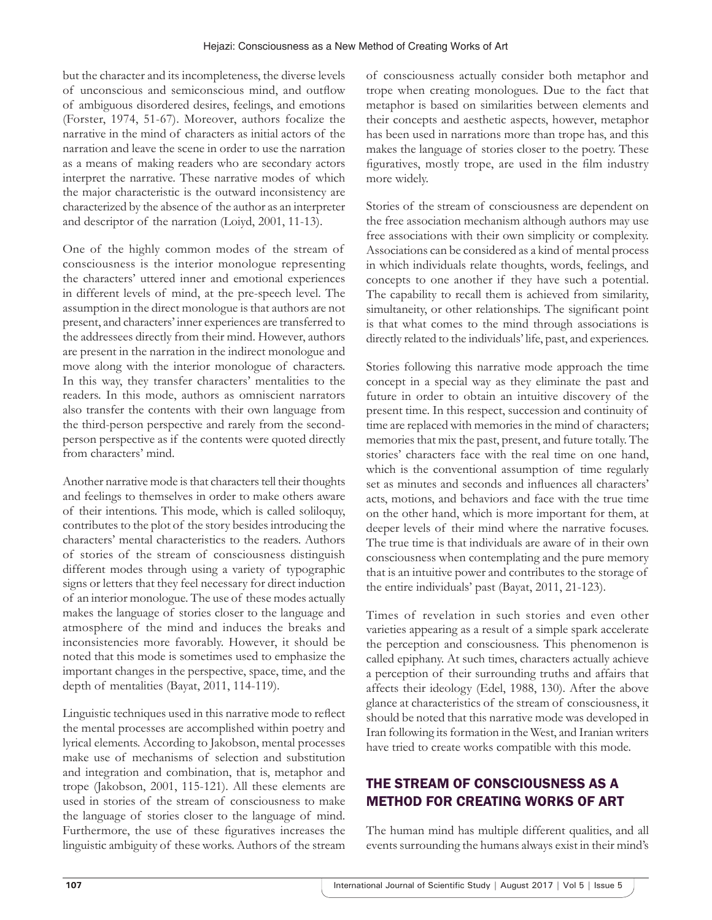but the character and its incompleteness, the diverse levels of unconscious and semiconscious mind, and outflow of ambiguous disordered desires, feelings, and emotions (Forster, 1974, 51-67). Moreover, authors focalize the narrative in the mind of characters as initial actors of the narration and leave the scene in order to use the narration as a means of making readers who are secondary actors interpret the narrative. These narrative modes of which the major characteristic is the outward inconsistency are characterized by the absence of the author as an interpreter and descriptor of the narration (Loiyd, 2001, 11-13).

One of the highly common modes of the stream of consciousness is the interior monologue representing the characters' uttered inner and emotional experiences in different levels of mind, at the pre-speech level. The assumption in the direct monologue is that authors are not present, and characters' inner experiences are transferred to the addressees directly from their mind. However, authors are present in the narration in the indirect monologue and move along with the interior monologue of characters. In this way, they transfer characters' mentalities to the readers. In this mode, authors as omniscient narrators also transfer the contents with their own language from the third-person perspective and rarely from the second-person perspective as if the contents were quoted directly from characters' mind.

Another narrative mode is that characters tell their thoughts and feelings to themselves in order to make others aware of their intentions. This mode, which is called soliloquy, contributes to the plot of the story besides introducing the characters' mental characteristics to the readers. Authors of stories of the stream of consciousness distinguish different modes through using a variety of typographic signs or letters that they feel necessary for direct induction of an interior monologue. The use of these modes actually makes the language of stories closer to the language and atmosphere of the mind and induces the breaks and inconsistencies more favorably. However, it should be noted that this mode is sometimes used to emphasize the important changes in the perspective, space, time, and the depth of mentalities (Bayat, 2011, 114-119).

Linguistic techniques used in this narrative mode to reflect the mental processes are accomplished within poetry and lyrical elements. According to Jakobson, mental processes make use of mechanisms of selection and substitution and integration and combination, that is, metaphor and trope (Jakobson, 2001, 115-121). All these elements are used in stories of the stream of consciousness to make the language of stories closer to the language of mind. Furthermore, the use of these figuratives increases the linguistic ambiguity of these works. Authors of the stream of consciousness actually consider both metaphor and trope when creating monologues. Due to the fact that metaphor is based on similarities between elements and their concepts and aesthetic aspects, however, metaphor has been used in narrations more than trope has, and this makes the language of stories closer to the poetry. These figuratives, mostly trope, are used in the film industry more widely.

Stories of the stream of consciousness are dependent on the free association mechanism although authors may use free associations with their own simplicity or complexity. Associations can be considered as a kind of mental process in which individuals relate thoughts, words, feelings, and concepts to one another if they have such a potential. The capability to recall them is achieved from similarity, simultaneity, or other relationships. The significant point is that what comes to the mind through associations is directly related to the individuals' life, past, and experiences.

Stories following this narrative mode approach the time concept in a special way as they eliminate the past and future in order to obtain an intuitive discovery of the present time. In this respect, succession and continuity of time are replaced with memories in the mind of characters; memories that mix the past, present, and future totally. The stories' characters face with the real time on one hand, which is the conventional assumption of time regularly set as minutes and seconds and influences all characters' acts, motions, and behaviors and face with the true time on the other hand, which is more important for them, at deeper levels of their mind where the narrative focuses. The true time is that individuals are aware of in their own consciousness when contemplating and the pure memory that is an intuitive power and contributes to the storage of the entire individuals' past (Bayat, 2011, 21-123).

Times of revelation in such stories and even other varieties appearing as a result of a simple spark accelerate the perception and consciousness. This phenomenon is called epiphany. At such times, characters actually achieve a perception of their surrounding truths and affairs that affects their ideology (Edel, 1988, 130). After the above glance at characteristics of the stream of consciousness, it should be noted that this narrative mode was developed in Iran following its formation in the West, and Iranian writers have tried to create works compatible with this mode.

## THE STREAM OF CONSCIOUSNESS AS A METHOD FOR CREATING WORKS OF ART

The human mind has multiple different qualities, and all events surrounding the humans always exist in their mind's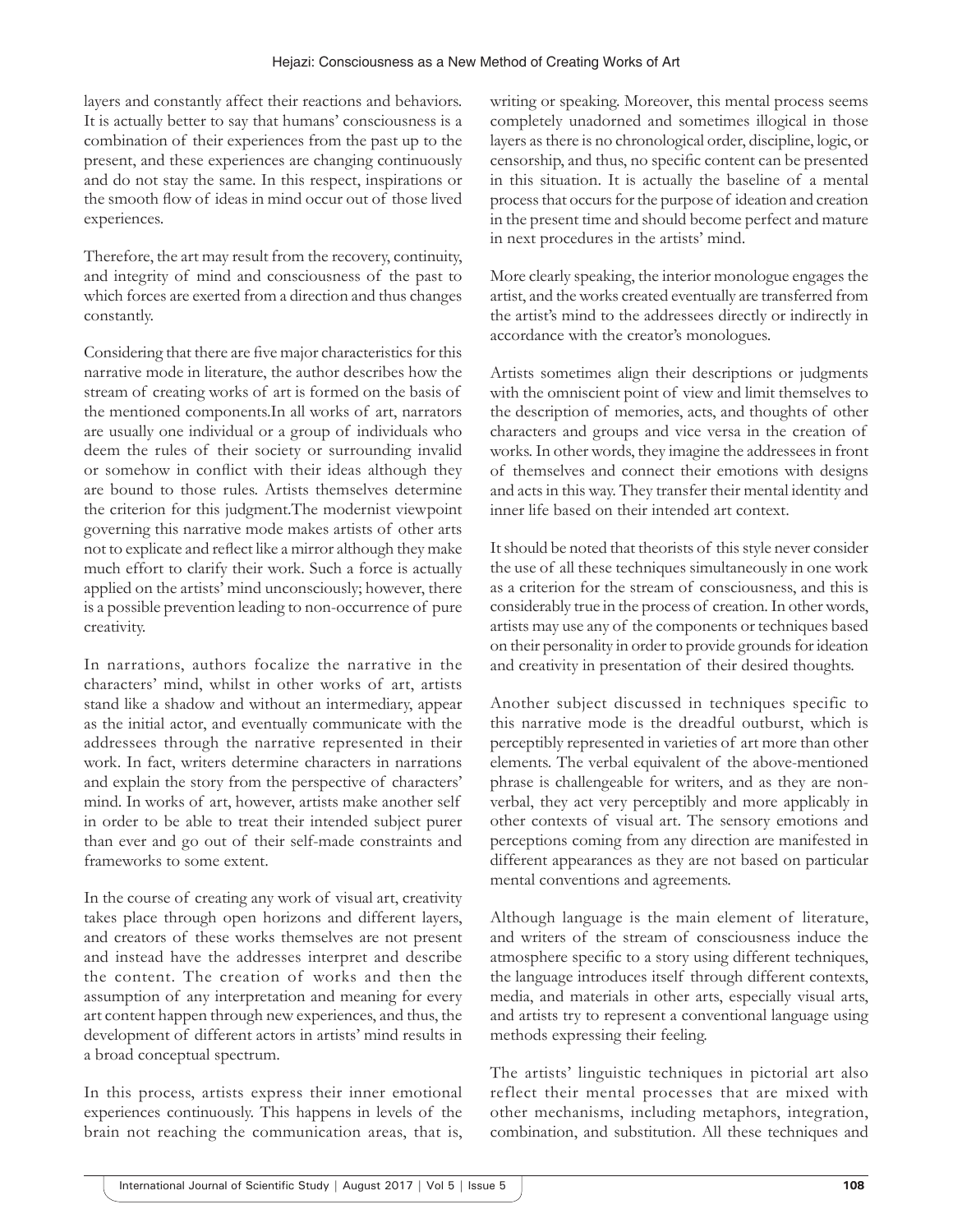layers and constantly affect their reactions and behaviors. It is actually better to say that humans' consciousness is a combination of their experiences from the past up to the present, and these experiences are changing continuously and do not stay the same. In this respect, inspirations or the smooth flow of ideas in mind occur out of those lived experiences.

Therefore, the art may result from the recovery, continuity, and integrity of mind and consciousness of the past to which forces are exerted from a direction and thus changes constantly.

Considering that there are five major characteristics for this narrative mode in literature, the author describes how the stream of creating works of art is formed on the basis of the mentioned components.In all works of art, narrators are usually one individual or a group of individuals who deem the rules of their society or surrounding invalid or somehow in conflict with their ideas although they are bound to those rules. Artists themselves determine the criterion for this judgment.The modernist viewpoint governing this narrative mode makes artists of other arts not to explicate and reflect like a mirror although they make much effort to clarify their work. Such a force is actually applied on the artists' mind unconsciously; however, there is a possible prevention leading to non-occurrence of pure creativity.

In narrations, authors focalize the narrative in the characters' mind, whilst in other works of art, artists stand like a shadow and without an intermediary, appear as the initial actor, and eventually communicate with the addressees through the narrative represented in their work. In fact, writers determine characters in narrations and explain the story from the perspective of characters' mind. In works of art, however, artists make another self in order to be able to treat their intended subject purer than ever and go out of their self-made constraints and frameworks to some extent.

In the course of creating any work of visual art, creativity takes place through open horizons and different layers, and creators of these works themselves are not present and instead have the addresses interpret and describe the content. The creation of works and then the assumption of any interpretation and meaning for every art content happen through new experiences, and thus, the development of different actors in artists' mind results in a broad conceptual spectrum.

In this process, artists express their inner emotional experiences continuously. This happens in levels of the brain not reaching the communication areas, that is, writing or speaking. Moreover, this mental process seems completely unadorned and sometimes illogical in those layers as there is no chronological order, discipline, logic, or censorship, and thus, no specific content can be presented in this situation. It is actually the baseline of a mental process that occurs for the purpose of ideation and creation in the present time and should become perfect and mature in next procedures in the artists' mind.

More clearly speaking, the interior monologue engages the artist, and the works created eventually are transferred from the artist's mind to the addressees directly or indirectly in accordance with the creator's monologues.

Artists sometimes align their descriptions or judgments with the omniscient point of view and limit themselves to the description of memories, acts, and thoughts of other characters and groups and vice versa in the creation of works. In other words, they imagine the addressees in front of themselves and connect their emotions with designs and acts in this way. They transfer their mental identity and inner life based on their intended art context.

It should be noted that theorists of this style never consider the use of all these techniques simultaneously in one work as a criterion for the stream of consciousness, and this is considerably true in the process of creation. In other words, artists may use any of the components or techniques based on their personality in order to provide grounds for ideation and creativity in presentation of their desired thoughts.

Another subject discussed in techniques specific to this narrative mode is the dreadful outburst, which is perceptibly represented in varieties of art more than other elements. The verbal equivalent of the above-mentioned phrase is challengeable for writers, and as they are non-verbal, they act very perceptibly and more applicably in other contexts of visual art. The sensory emotions and perceptions coming from any direction are manifested in different appearances as they are not based on particular mental conventions and agreements.

Although language is the main element of literature, and writers of the stream of consciousness induce the atmosphere specific to a story using different techniques, the language introduces itself through different contexts, media, and materials in other arts, especially visual arts, and artists try to represent a conventional language using methods expressing their feeling.

The artists' linguistic techniques in pictorial art also reflect their mental processes that are mixed with other mechanisms, including metaphors, integration, combination, and substitution. All these techniques and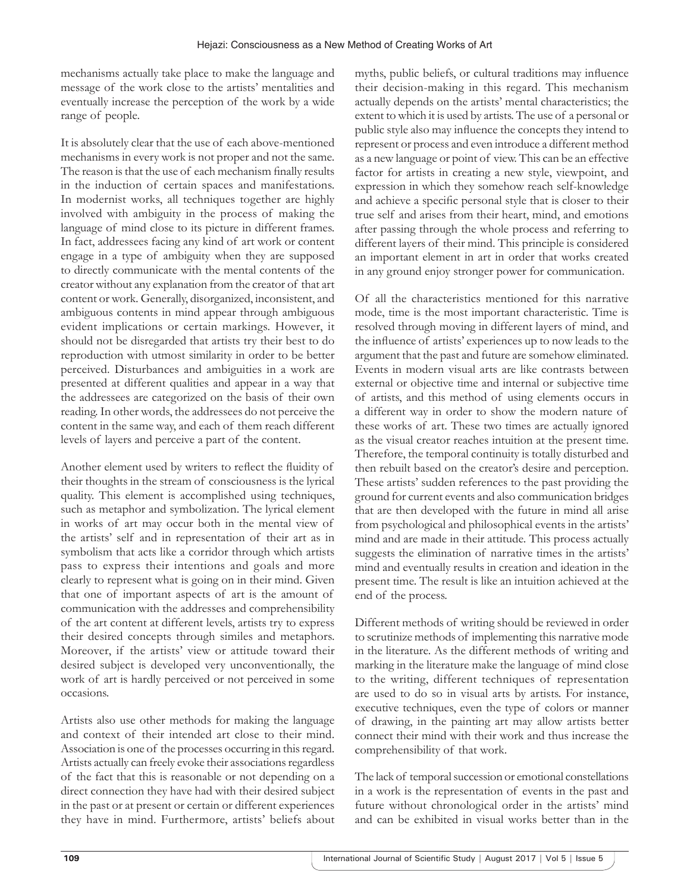mechanisms actually take place to make the language and message of the work close to the artists' mentalities and eventually increase the perception of the work by a wide range of people.

It is absolutely clear that the use of each above-mentioned mechanisms in every work is not proper and not the same. The reason is that the use of each mechanism finally results in the induction of certain spaces and manifestations. In modernist works, all techniques together are highly involved with ambiguity in the process of making the language of mind close to its picture in different frames. In fact, addressees facing any kind of art work or content engage in a type of ambiguity when they are supposed to directly communicate with the mental contents of the creator without any explanation from the creator of that art content or work. Generally, disorganized, inconsistent, and ambiguous contents in mind appear through ambiguous evident implications or certain markings. However, it should not be disregarded that artists try their best to do reproduction with utmost similarity in order to be better perceived. Disturbances and ambiguities in a work are presented at different qualities and appear in a way that the addressees are categorized on the basis of their own reading. In other words, the addressees do not perceive the content in the same way, and each of them reach different levels of layers and perceive a part of the content.

Another element used by writers to reflect the fluidity of their thoughts in the stream of consciousness is the lyrical quality. This element is accomplished using techniques, such as metaphor and symbolization. The lyrical element in works of art may occur both in the mental view of the artists' self and in representation of their art as in symbolism that acts like a corridor through which artists pass to express their intentions and goals and more clearly to represent what is going on in their mind. Given that one of important aspects of art is the amount of communication with the addresses and comprehensibility of the art content at different levels, artists try to express their desired concepts through similes and metaphors. Moreover, if the artists' view or attitude toward their desired subject is developed very unconventionally, the work of art is hardly perceived or not perceived in some occasions.

Artists also use other methods for making the language and context of their intended art close to their mind. Association is one of the processes occurring in this regard. Artists actually can freely evoke their associations regardless of the fact that this is reasonable or not depending on a direct connection they have had with their desired subject in the past or at present or certain or different experiences they have in mind. Furthermore, artists' beliefs about myths, public beliefs, or cultural traditions may influence their decision-making in this regard. This mechanism actually depends on the artists' mental characteristics; the extent to which it is used by artists. The use of a personal or public style also may influence the concepts they intend to represent or process and even introduce a different method as a new language or point of view. This can be an effective factor for artists in creating a new style, viewpoint, and expression in which they somehow reach self-knowledge and achieve a specific personal style that is closer to their true self and arises from their heart, mind, and emotions after passing through the whole process and referring to different layers of their mind. This principle is considered an important element in art in order that works created in any ground enjoy stronger power for communication.

Of all the characteristics mentioned for this narrative mode, time is the most important characteristic. Time is resolved through moving in different layers of mind, and the influence of artists' experiences up to now leads to the argument that the past and future are somehow eliminated. Events in modern visual arts are like contrasts between external or objective time and internal or subjective time of artists, and this method of using elements occurs in a different way in order to show the modern nature of these works of art. These two times are actually ignored as the visual creator reaches intuition at the present time. Therefore, the temporal continuity is totally disturbed and then rebuilt based on the creator's desire and perception. These artists' sudden references to the past providing the ground for current events and also communication bridges that are then developed with the future in mind all arise from psychological and philosophical events in the artists' mind and are made in their attitude. This process actually suggests the elimination of narrative times in the artists' mind and eventually results in creation and ideation in the present time. The result is like an intuition achieved at the end of the process.

Different methods of writing should be reviewed in order to scrutinize methods of implementing this narrative mode in the literature. As the different methods of writing and marking in the literature make the language of mind close to the writing, different techniques of representation are used to do so in visual arts by artists. For instance, executive techniques, even the type of colors or manner of drawing, in the painting art may allow artists better connect their mind with their work and thus increase the comprehensibility of that work.

The lack of temporal succession or emotional constellations in a work is the representation of events in the past and future without chronological order in the artists' mind and can be exhibited in visual works better than in the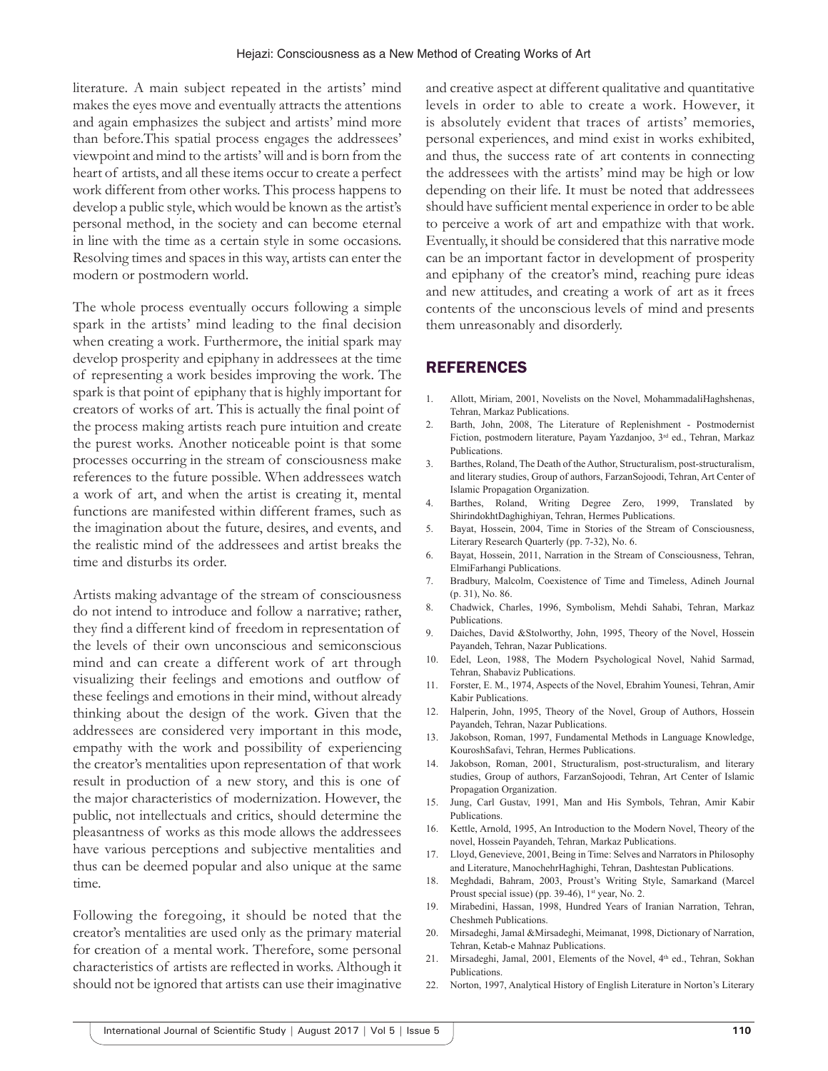literature. A main subject repeated in the artists' mind makes the eyes move and eventually attracts the attentions and again emphasizes the subject and artists' mind more than before.This spatial process engages the addressees' viewpoint and mind to the artists' will and is born from the heart of artists, and all these items occur to create a perfect work different from other works. This process happens to develop a public style, which would be known as the artist's personal method, in the society and can become eternal in line with the time as a certain style in some occasions. Resolving times and spaces in this way, artists can enter the modern or postmodern world.

The whole process eventually occurs following a simple spark in the artists' mind leading to the final decision when creating a work. Furthermore, the initial spark may develop prosperity and epiphany in addressees at the time of representing a work besides improving the work. The spark is that point of epiphany that is highly important for creators of works of art. This is actually the final point of the process making artists reach pure intuition and create the purest works. Another noticeable point is that some processes occurring in the stream of consciousness make references to the future possible. When addressees watch a work of art, and when the artist is creating it, mental functions are manifested within different frames, such as the imagination about the future, desires, and events, and the realistic mind of the addressees and artist breaks the time and disturbs its order.

Artists making advantage of the stream of consciousness do not intend to introduce and follow a narrative; rather, they find a different kind of freedom in representation of the levels of their own unconscious and semiconscious mind and can create a different work of art through visualizing their feelings and emotions and outflow of these feelings and emotions in their mind, without already thinking about the design of the work. Given that the addressees are considered very important in this mode, empathy with the work and possibility of experiencing the creator's mentalities upon representation of that work result in production of a new story, and this is one of the major characteristics of modernization. However, the public, not intellectuals and critics, should determine the pleasantness of works as this mode allows the addressees have various perceptions and subjective mentalities and thus can be deemed popular and also unique at the same time.

Following the foregoing, it should be noted that the creator's mentalities are used only as the primary material for creation of a mental work. Therefore, some personal characteristics of artists are reflected in works. Although it should not be ignored that artists can use their imaginative and creative aspect at different qualitative and quantitative levels in order to able to create a work. However, it is absolutely evident that traces of artists' memories, personal experiences, and mind exist in works exhibited, and thus, the success rate of art contents in connecting the addressees with the artists' mind may be high or low depending on their life. It must be noted that addressees should have sufficient mental experience in order to be able to perceive a work of art and empathize with that work. Eventually, it should be considered that this narrative mode can be an important factor in development of prosperity and epiphany of the creator's mind, reaching pure ideas and new attitudes, and creating a work of art as it frees contents of the unconscious levels of mind and presents them unreasonably and disorderly.

## REFERENCES

1. Allott, Miriam, 2001, Novelists on the Novel, MohammadaliHaghshenas, Tehran, Markaz Publications.
2. Barth, John, 2008, The Literature of Replenishment - Postmodernist Fiction, postmodern literature, Payam Yazdanjoo, 3rd ed., Tehran, Markaz Publications.
3. Barthes, Roland, The Death of the Author, Structuralism, post-structuralism, and literary studies, Group of authors, FarzanSojoodi, Tehran, Art Center of Islamic Propagation Organization.
4. Barthes, Roland, Writing Degree Zero, 1999, Translated by ShirindokhtDaghighiyan, Tehran, Hermes Publications.
5. Bayat, Hossein, 2004, Time in Stories of the Stream of Consciousness, Literary Research Quarterly (pp. 7-32), No. 6.
6. Bayat, Hossein, 2011, Narration in the Stream of Consciousness, Tehran, ElmiFarhangi Publications.
7. Bradbury, Malcolm, Coexistence of Time and Timeless, Adineh Journal (p. 31), No. 86.
8. Chadwick, Charles, 1996, Symbolism, Mehdi Sahabi, Tehran, Markaz Publications.
9. Daiches, David &Stolworthy, John, 1995, Theory of the Novel, Hossein Payandeh, Tehran, Nazar Publications.
10. Edel, Leon, 1988, The Modern Psychological Novel, Nahid Sarmad, Tehran, Shabaviz Publications.
11. Forster, E. M., 1974, Aspects of the Novel, Ebrahim Younesi, Tehran, Amir Kabir Publications.
12. Halperin, John, 1995, Theory of the Novel, Group of Authors, Hossein Payandeh, Tehran, Nazar Publications.
13. Jakobson, Roman, 1997, Fundamental Methods in Language Knowledge, KouroshSafavi, Tehran, Hermes Publications.
14. Jakobson, Roman, 2001, Structuralism, post-structuralism, and literary studies, Group of authors, FarzanSojoodi, Tehran, Art Center of Islamic Propagation Organization.
15. Jung, Carl Gustav, 1991, Man and His Symbols, Tehran, Amir Kabir Publications.
16. Kettle, Arnold, 1995, An Introduction to the Modern Novel, Theory of the novel, Hossein Payandeh, Tehran, Markaz Publications.
17. Lloyd, Genevieve, 2001, Being in Time: Selves and Narrators in Philosophy and Literature, ManochehrHaghighi, Tehran, Dashtestan Publications.
18. Meghdadi, Bahram, 2003, Proust's Writing Style, Samarkand (Marcel Proust special issue) (pp. 39-46), 1st year, No. 2.
19. Mirabedini, Hassan, 1998, Hundred Years of Iranian Narration, Tehran, Cheshmeh Publications.
20. Mirsadeghi, Jamal &Mirsadeghi, Meimanat, 1998, Dictionary of Narration, Tehran, Ketab-e Mahnaz Publications.
21. Mirsadeghi, Jamal, 2001, Elements of the Novel, 4th ed., Tehran, Sokhan Publications.
22. Norton, 1997, Analytical History of English Literature in Norton's Literary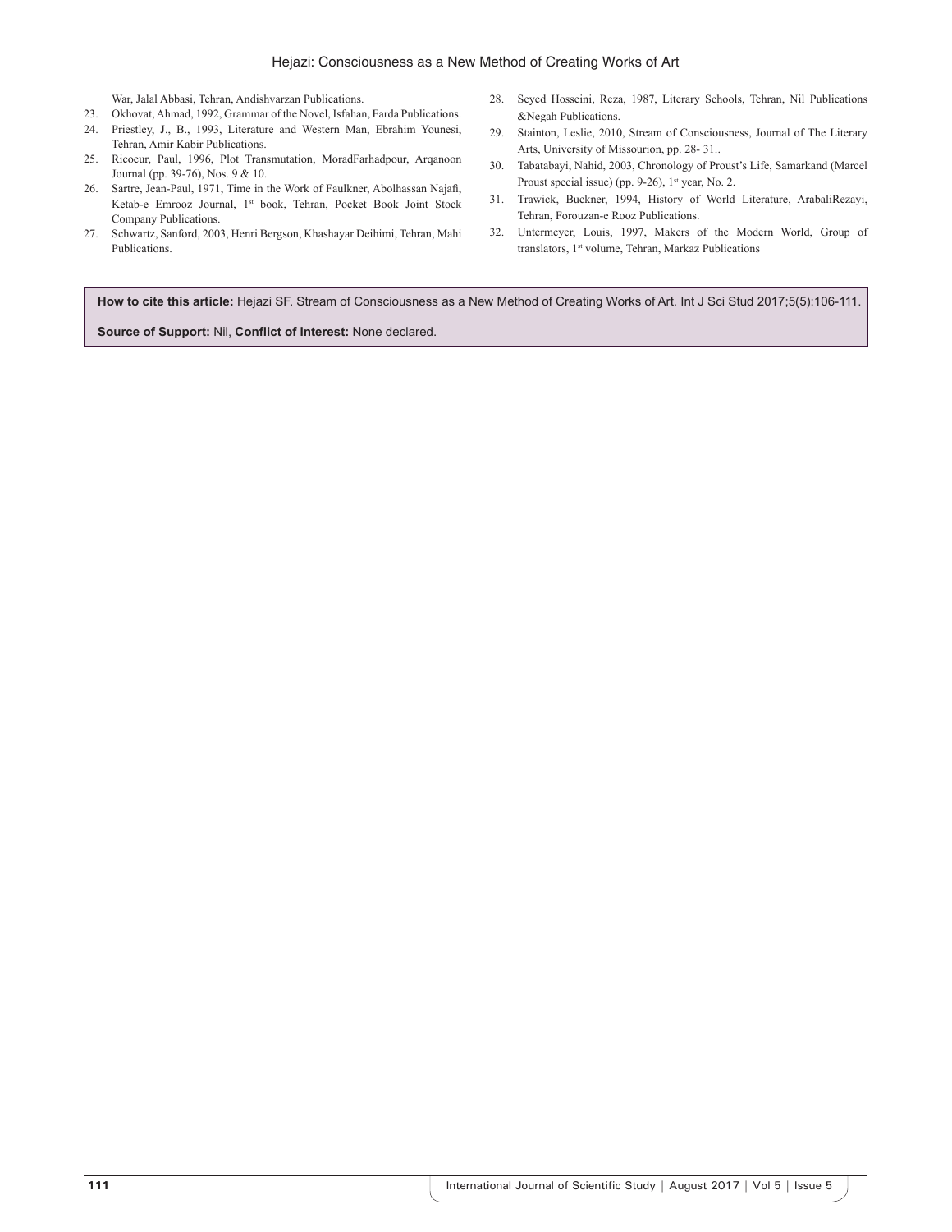War, Jalal Abbasi, Tehran, Andishvarzan Publications.

23. Okhovat, Ahmad, 1992, Grammar of the Novel, Isfahan, Farda Publications.
24. Priestley, J., B., 1993, Literature and Western Man, Ebrahim Younesi, Tehran, Amir Kabir Publications.
25. Ricoeur, Paul, 1996, Plot Transmutation, MoradFarhadpour, Arqanoon Journal (pp. 39-76), Nos. 9 & 10.
26. Sartre, Jean-Paul, 1971, Time in the Work of Faulkner, Abolhassan Najafi, Ketab-e Emrooz Journal, 1st book, Tehran, Pocket Book Joint Stock Company Publications.
27. Schwartz, Sanford, 2003, Henri Bergson, Khashayar Deihimi, Tehran, Mahi Publications.
28. Seyed Hosseini, Reza, 1987, Literary Schools, Tehran, Nil Publications &Negah Publications.
29. Stainton, Leslie, 2010, Stream of Consciousness, Journal of The Literary Arts, University of Missourion, pp. 28- 31..
30. Tabatabayi, Nahid, 2003, Chronology of Proust's Life, Samarkand (Marcel Proust special issue) (pp. 9-26), 1st year, No. 2.
31. Trawick, Buckner, 1994, History of World Literature, ArabaliRezayi, Tehran, Forouzan-e Rooz Publications.
32. Untermeyer, Louis, 1997, Makers of the Modern World, Group of translators, 1st volume, Tehran, Markaz Publications

**How to cite this article:** Hejazi SF. Stream of Consciousness as a New Method of Creating Works of Art. Int J Sci Stud 2017;5(5):106-111.

**Source of Support:** Nil, **Conflict of Interest:** None declared.